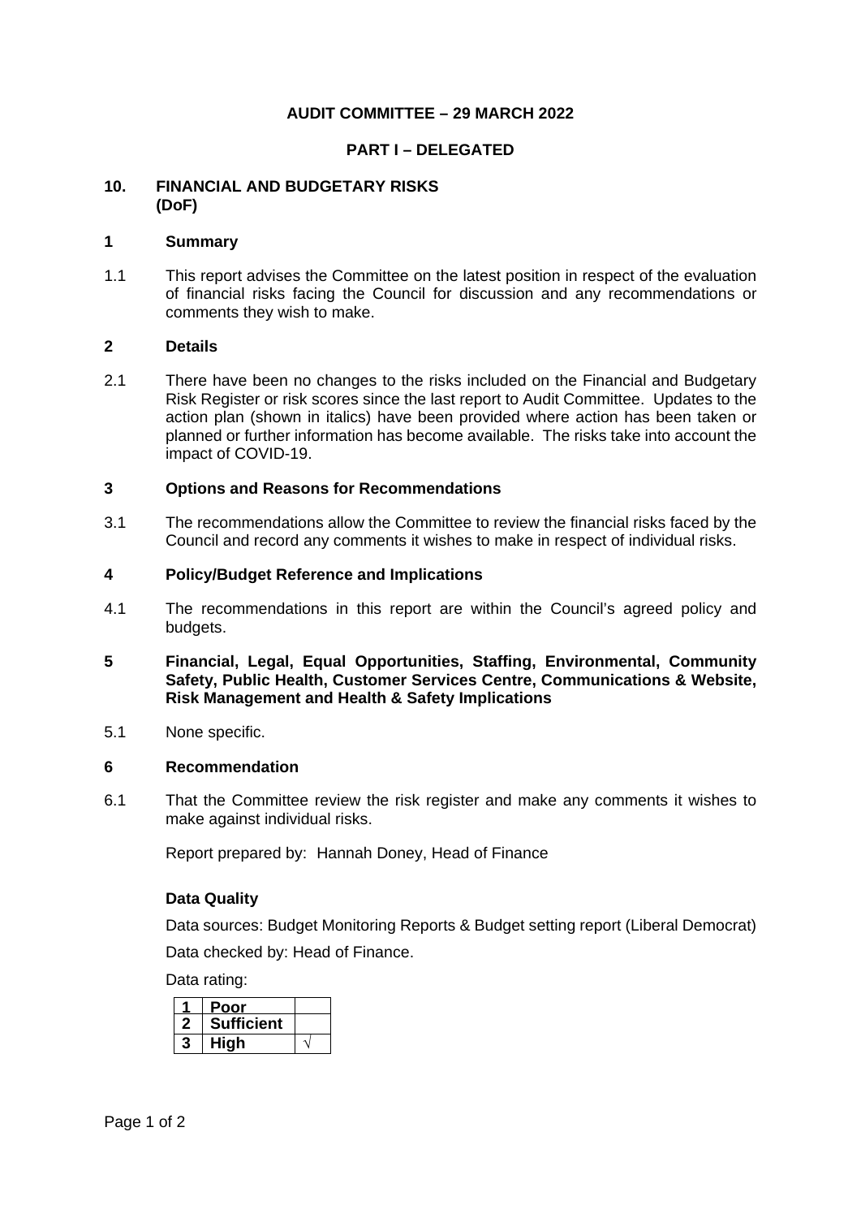**AUDIT COMMITTEE – 29 MARCH 2022**

**PART I – DELEGATED**

## 10. FINANCIAL AND BUDGETARY RISKS (DoF)

### 1 Summary

1.1 This report advises the Committee on the latest position in respect of the evaluation of financial risks facing the Council for discussion and any recommendations or comments they wish to make.

### 2 Details

2.1 There have been no changes to the risks included on the Financial and Budgetary Risk Register or risk scores since the last report to Audit Committee. Updates to the action plan (shown in italics) have been provided where action has been taken or planned or further information has become available. The risks take into account the impact of COVID-19.

### 3 Options and Reasons for Recommendations

3.1 The recommendations allow the Committee to review the financial risks faced by the Council and record any comments it wishes to make in respect of individual risks.

### 4 Policy/Budget Reference and Implications

4.1 The recommendations in this report are within the Council's agreed policy and budgets.

### 5 Financial, Legal, Equal Opportunities, Staffing, Environmental, Community Safety, Public Health, Customer Services Centre, Communications & Website, Risk Management and Health & Safety Implications

5.1 None specific.

### 6 Recommendation

6.1 That the Committee review the risk register and make any comments it wishes to make against individual risks.

Report prepared by: Hannah Doney, Head of Finance

**Data Quality**

Data sources: Budget Monitoring Reports & Budget setting report (Liberal Democrat)

Data checked by: Head of Finance.

Data rating:

| | | |
|---|---|---|
| **1** | **Poor** | |
| **2** | **Sufficient** | |
| **3** | **High** | √ |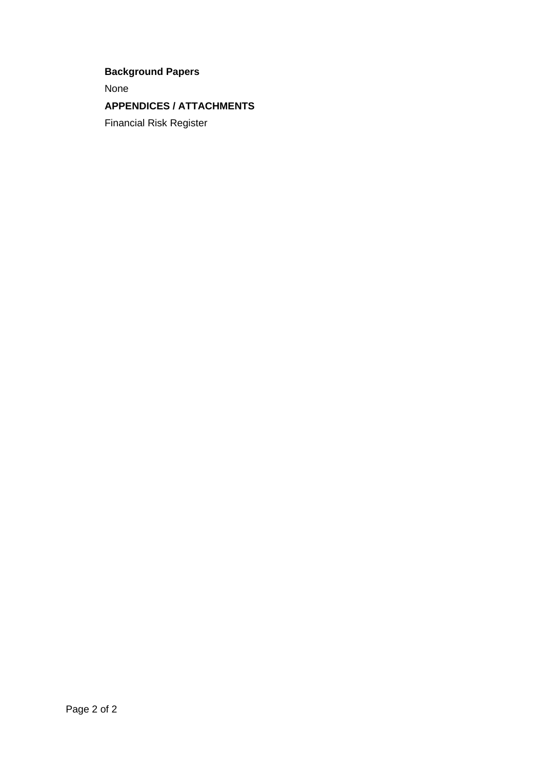**Background Papers**

None

**APPENDICES / ATTACHMENTS**

Financial Risk Register